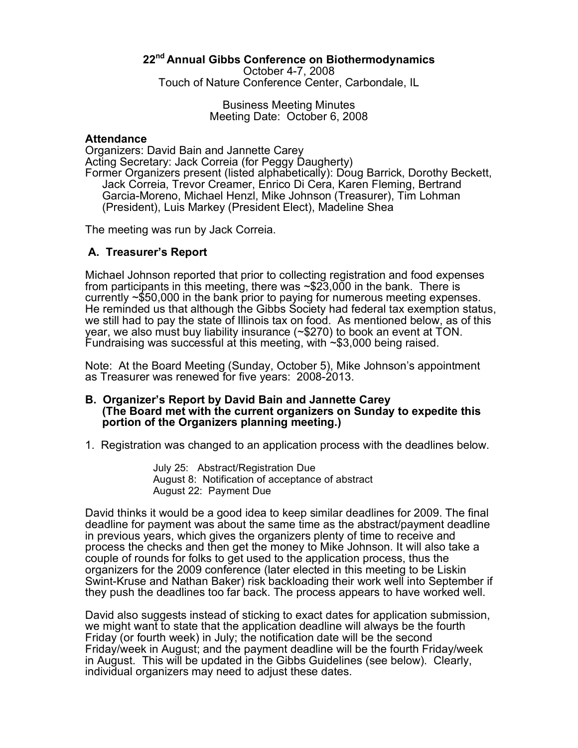# 22nd Annual Gibbs Conference on Biothermodynamics

October 4-7, 2008
Touch of Nature Conference Center, Carbondale, IL

Business Meeting Minutes
Meeting Date: October 6, 2008

**Attendance**

Organizers: David Bain and Jannette Carey
Acting Secretary: Jack Correia (for Peggy Daugherty)
Former Organizers present (listed alphabetically): Doug Barrick, Dorothy Beckett, Jack Correia, Trevor Creamer, Enrico Di Cera, Karen Fleming, Bertrand Garcia-Moreno, Michael Henzl, Mike Johnson (Treasurer), Tim Lohman (President), Luis Markey (President Elect), Madeline Shea

The meeting was run by Jack Correia.

## A. Treasurer's Report

Michael Johnson reported that prior to collecting registration and food expenses from participants in this meeting, there was ~$23,000 in the bank. There is currently ~$50,000 in the bank prior to paying for numerous meeting expenses. He reminded us that although the Gibbs Society had federal tax exemption status, we still had to pay the state of Illinois tax on food. As mentioned below, as of this year, we also must buy liability insurance (~$270) to book an event at TON. Fundraising was successful at this meeting, with ~$3,000 being raised.

Note: At the Board Meeting (Sunday, October 5), Mike Johnson's appointment as Treasurer was renewed for five years: 2008-2013.

## B. Organizer's Report by David Bain and Jannette Carey (The Board met with the current organizers on Sunday to expedite this portion of the Organizers planning meeting.)

1. Registration was changed to an application process with the deadlines below.

   July 25: Abstract/Registration Due
   August 8: Notification of acceptance of abstract
   August 22: Payment Due

David thinks it would be a good idea to keep similar deadlines for 2009. The final deadline for payment was about the same time as the abstract/payment deadline in previous years, which gives the organizers plenty of time to receive and process the checks and then get the money to Mike Johnson. It will also take a couple of rounds for folks to get used to the application process, thus the organizers for the 2009 conference (later elected in this meeting to be Liskin Swint-Kruse and Nathan Baker) risk backloading their work well into September if they push the deadlines too far back. The process appears to have worked well.

David also suggests instead of sticking to exact dates for application submission, we might want to state that the application deadline will always be the fourth Friday (or fourth week) in July; the notification date will be the second Friday/week in August; and the payment deadline will be the fourth Friday/week in August. This will be updated in the Gibbs Guidelines (see below). Clearly, individual organizers may need to adjust these dates.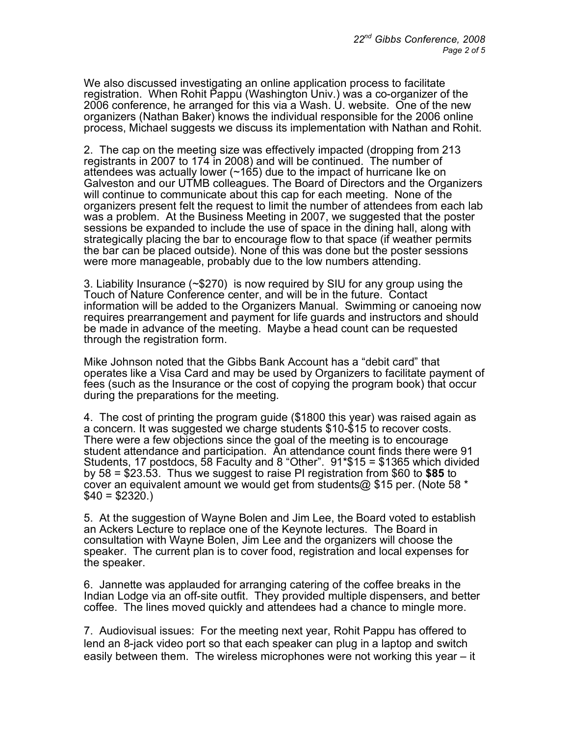We also discussed investigating an online application process to facilitate registration. When Rohit Pappu (Washington Univ.) was a co-organizer of the 2006 conference, he arranged for this via a Wash. U. website. One of the new organizers (Nathan Baker) knows the individual responsible for the 2006 online process, Michael suggests we discuss its implementation with Nathan and Rohit.

2. The cap on the meeting size was effectively impacted (dropping from 213 registrants in 2007 to 174 in 2008) and will be continued. The number of attendees was actually lower (~165) due to the impact of hurricane Ike on Galveston and our UTMB colleagues. The Board of Directors and the Organizers will continue to communicate about this cap for each meeting. None of the organizers present felt the request to limit the number of attendees from each lab was a problem. At the Business Meeting in 2007, we suggested that the poster sessions be expanded to include the use of space in the dining hall, along with strategically placing the bar to encourage flow to that space (if weather permits the bar can be placed outside). None of this was done but the poster sessions were more manageable, probably due to the low numbers attending.

3. Liability Insurance (~$270) is now required by SIU for any group using the Touch of Nature Conference center, and will be in the future. Contact information will be added to the Organizers Manual. Swimming or canoeing now requires prearrangement and payment for life guards and instructors and should be made in advance of the meeting. Maybe a head count can be requested through the registration form.

Mike Johnson noted that the Gibbs Bank Account has a "debit card" that operates like a Visa Card and may be used by Organizers to facilitate payment of fees (such as the Insurance or the cost of copying the program book) that occur during the preparations for the meeting.

4. The cost of printing the program guide ($1800 this year) was raised again as a concern. It was suggested we charge students $10-$15 to recover costs. There were a few objections since the goal of the meeting is to encourage student attendance and participation. An attendance count finds there were 91 Students, 17 postdocs, 58 Faculty and 8 "Other". 91*$15 = $1365 which divided by 58 = $23.53. Thus we suggest to raise PI registration from $60 to **$85** to cover an equivalent amount we would get from students@ $15 per. (Note 58 * $40 = $2320.)

5. At the suggestion of Wayne Bolen and Jim Lee, the Board voted to establish an Ackers Lecture to replace one of the Keynote lectures. The Board in consultation with Wayne Bolen, Jim Lee and the organizers will choose the speaker. The current plan is to cover food, registration and local expenses for the speaker.

6. Jannette was applauded for arranging catering of the coffee breaks in the Indian Lodge via an off-site outfit. They provided multiple dispensers, and better coffee. The lines moved quickly and attendees had a chance to mingle more.

7. Audiovisual issues: For the meeting next year, Rohit Pappu has offered to lend an 8-jack video port so that each speaker can plug in a laptop and switch easily between them. The wireless microphones were not working this year – it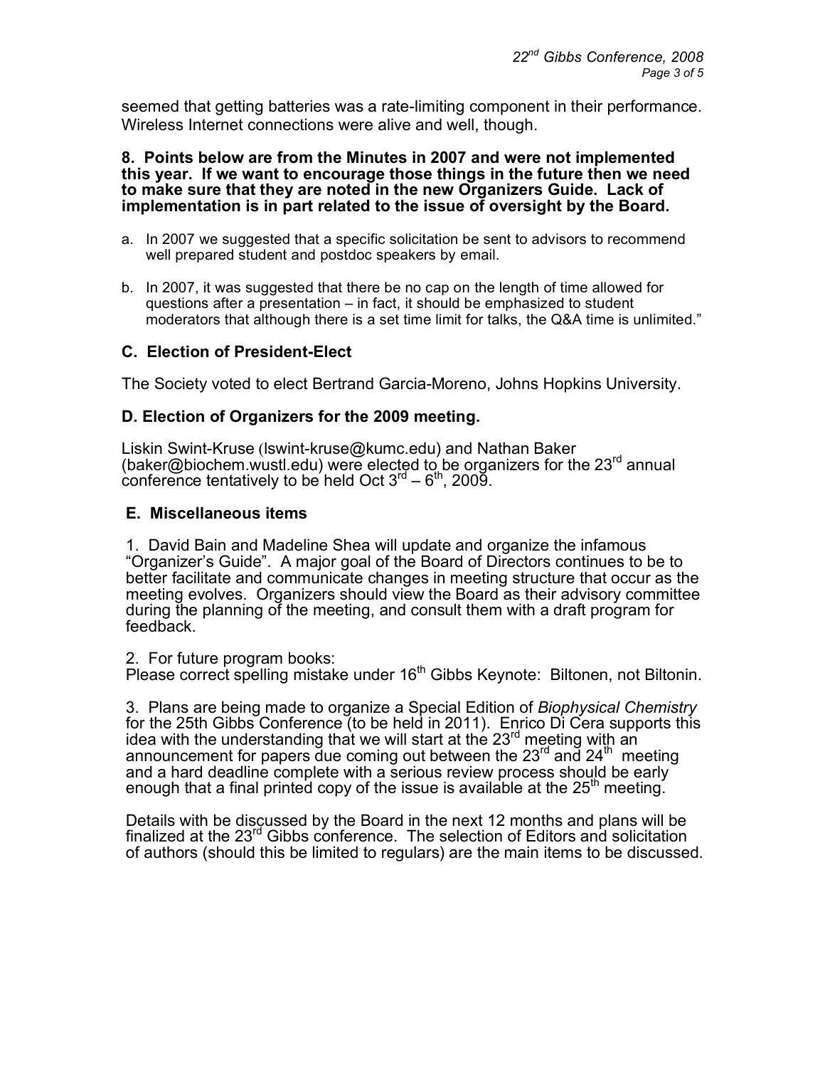seemed that getting batteries was a rate-limiting component in their performance. Wireless Internet connections were alive and well, though.

**8. Points below are from the Minutes in 2007 and were not implemented this year. If we want to encourage those things in the future then we need to make sure that they are noted in the new Organizers Guide. Lack of implementation is in part related to the issue of oversight by the Board.**

a. In 2007 we suggested that a specific solicitation be sent to advisors to recommend well prepared student and postdoc speakers by email.

b. In 2007, it was suggested that there be no cap on the length of time allowed for questions after a presentation – in fact, it should be emphasized to student moderators that although there is a set time limit for talks, the Q&A time is unlimited."

### C. Election of President-Elect

The Society voted to elect Bertrand Garcia-Moreno, Johns Hopkins University.

### D. Election of Organizers for the 2009 meeting.

Liskin Swint-Kruse (lswint-kruse@kumc.edu) and Nathan Baker (baker@biochem.wustl.edu) were elected to be organizers for the 23rd annual conference tentatively to be held Oct 3rd – 6th, 2009.

### E. Miscellaneous items

1. David Bain and Madeline Shea will update and organize the infamous "Organizer's Guide". A major goal of the Board of Directors continues to be to better facilitate and communicate changes in meeting structure that occur as the meeting evolves. Organizers should view the Board as their advisory committee during the planning of the meeting, and consult them with a draft program for feedback.

2. For future program books:
Please correct spelling mistake under 16th Gibbs Keynote: Biltonen, not Biltonin.

3. Plans are being made to organize a Special Edition of *Biophysical Chemistry* for the 25th Gibbs Conference (to be held in 2011). Enrico Di Cera supports this idea with the understanding that we will start at the 23rd meeting with an announcement for papers due coming out between the 23rd and 24th meeting and a hard deadline complete with a serious review process should be early enough that a final printed copy of the issue is available at the 25th meeting.

Details with be discussed by the Board in the next 12 months and plans will be finalized at the 23rd Gibbs conference. The selection of Editors and solicitation of authors (should this be limited to regulars) are the main items to be discussed.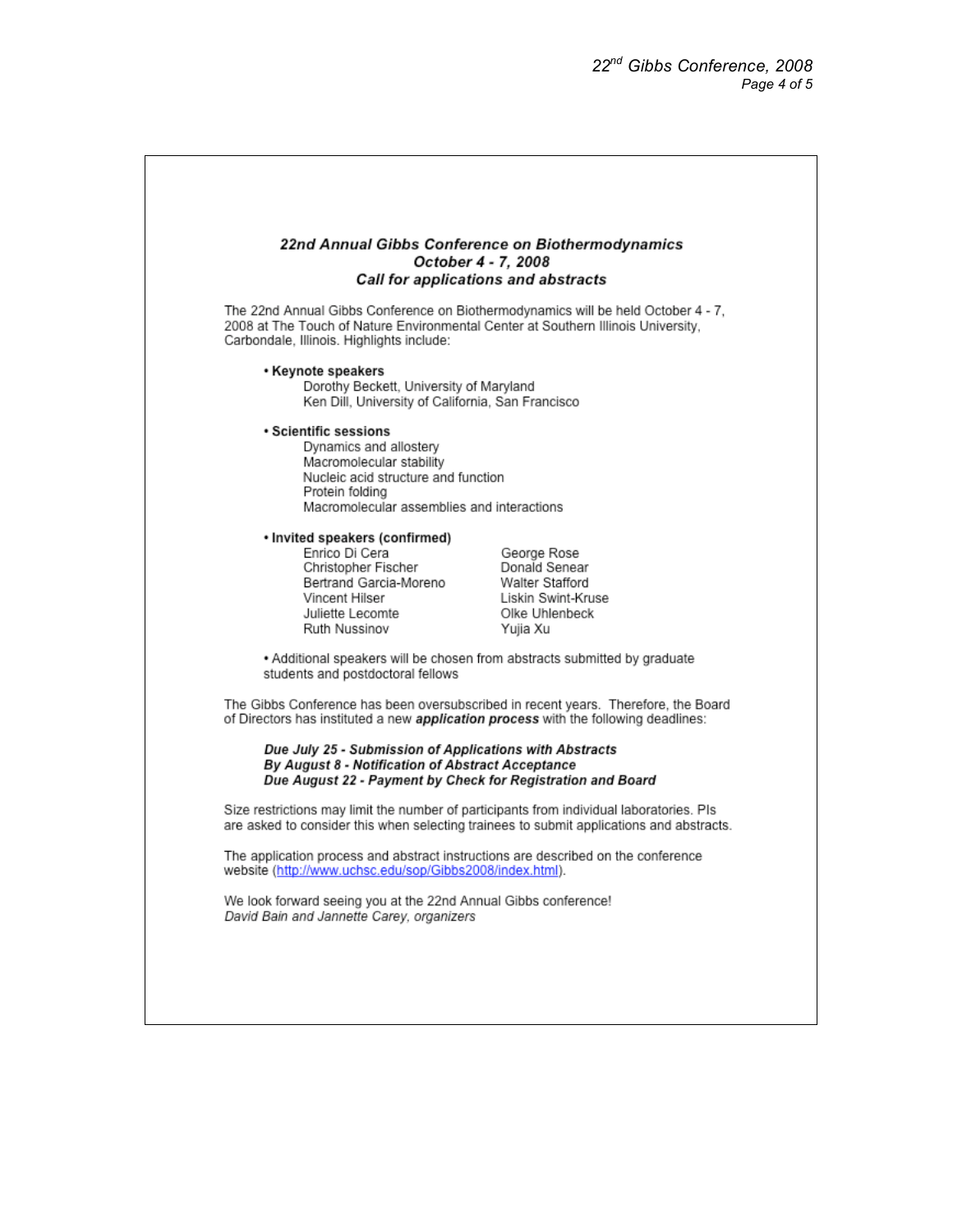## *22nd Annual Gibbs Conference on Biothermodynamics*
## *October 4 - 7, 2008*
## *Call for applications and abstracts*

The 22nd Annual Gibbs Conference on Biothermodynamics will be held October 4 - 7, 2008 at The Touch of Nature Environmental Center at Southern Illinois University, Carbondale, Illinois. Highlights include:

- **Keynote speakers**
  - Dorothy Beckett, University of Maryland
  - Ken Dill, University of California, San Francisco

- **Scientific sessions**
  - Dynamics and allostery
  - Macromolecular stability
  - Nucleic acid structure and function
  - Protein folding
  - Macromolecular assemblies and interactions

- **Invited speakers (confirmed)**
  - Enrico Di Cera
  - Christopher Fischer
  - Bertrand Garcia-Moreno
  - Vincent Hilser
  - Juliette Lecomte
  - Ruth Nussinov
  - George Rose
  - Donald Senear
  - Walter Stafford
  - Liskin Swint-Kruse
  - Olke Uhlenbeck
  - Yujia Xu

- Additional speakers will be chosen from abstracts submitted by graduate students and postdoctoral fellows

The Gibbs Conference has been oversubscribed in recent years. Therefore, the Board of Directors has instituted a new ***application process*** with the following deadlines:

***Due July 25 - Submission of Applications with Abstracts***
***By August 8 - Notification of Abstract Acceptance***
***Due August 22 - Payment by Check for Registration and Board***

Size restrictions may limit the number of participants from individual laboratories. PIs are asked to consider this when selecting trainees to submit applications and abstracts.

The application process and abstract instructions are described on the conference website (http://www.uchsc.edu/sop/Gibbs2008/index.html).

We look forward seeing you at the 22nd Annual Gibbs conference!
*David Bain and Jannette Carey, organizers*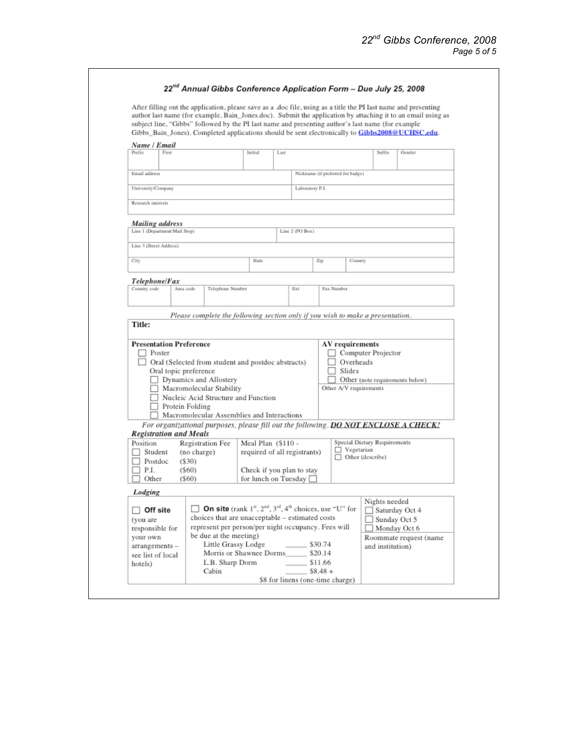## 22[nd] Annual Gibbs Conference Application Form – Due July 25, 2008

After filling out the application, please save as a .doc file, using as a title the PI last name and presenting author last name (for example, Bain_Jones.doc). Submit the application by attaching it to an email using as subject line, "Gibbs" followed by the PI last name and presenting author's last name (for example Gibbs_Bain_Jones). Completed applications should be sent electronically to **Gibbs2008@UCHSC.edu**.

### *Name / Email*

| Prefix | First | Initial | Last | Suffix | Gender |
|---|---|---|---|---|---|
| | | | | | |

| Email address | Nickname (if preferred for badge) |
|---|---|
| University/Company | Laboratory P.I. |
| Research interests | |

### *Mailing address*

| Line 1 (Department/Mail Stop) | Line 2 (PO Box) | | |
|---|---|---|---|
| Line 3 (Street Address) | | | |
| City | State | Zip | Country |

### *Telephone/Fax*

| Country code | Area code | Telephone Number | Ext | Fax Number |
|---|---|---|---|---|
| | | | | |

*Please complete the following section only if you wish to make a presentation.*

**Title:**

**Presentation Preference**
- ☐ Poster
- ☐ Oral (Selected from student and postdoc abstracts)
  - Oral topic preference
    - ☐ Dynamics and Allostery
    - ☐ Macromolecular Stability
    - ☐ Nucleic Acid Structure and Function
    - ☐ Protein Folding
    - ☐ Macromolecular Assemblies and Interactions

**AV requirements**
- ☐ Computer Projector
- ☐ Overheads
- ☐ Slides
- ☐ Other (note requirements below)

Other A/V requirements

*For organizational purposes, please fill out the following.* ***DO NOT ENCLOSE A CHECK!***

### *Registration and Meals*

| Position | Registration Fee | Meal Plan ($110 - required of all registrants) | Special Dietary Requirements |
|---|---|---|---|
| ☐ Student | (no charge) | | ☐ Vegetarian |
| ☐ Postdoc | ($30) | | ☐ Other (describe) |
| ☐ P.I. | ($60) | Check if you plan to stay | |
| ☐ Other | ($60) | for lunch on Tuesday ☐ | |

### *Lodging*

☐ **Off site** (you are responsible for your own arrangements – see list of local hotels)

☐ **On site** (rank 1[st], 2[nd], 3[rd], 4[th] choices, use "U" for choices that are unacceptable – estimated costs represent per person/per night occupancy. Fees will be due at the meeting)

| | | |
|---|---|---|
| Little Grassy Lodge | _____ | $30.74 |
| Morris or Shawnee Dorms | _____ | $20.14 |
| L.B. Sharp Dorm | _____ | $11.66 |
| Cabin | _____ | $8.48 + |

$8 for linens (one-time charge)

Nights needed
- ☐ Saturday Oct 4
- ☐ Sunday Oct 5
- ☐ Monday Oct 6

Roommate request (name and institution)